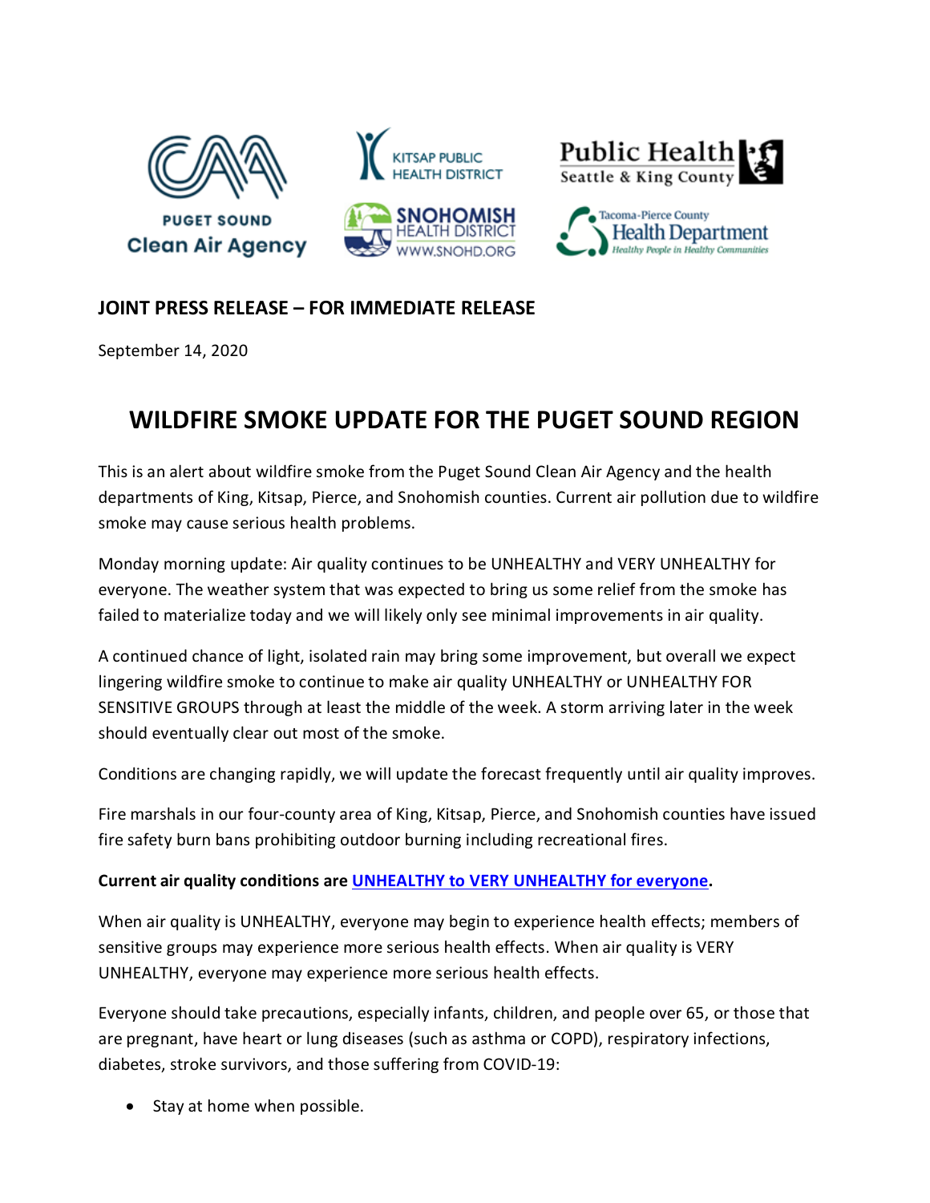JOINT PRESS RELEASE – FOR IMMEDIATE RELEASE

September 14, 2020

# WILDFIRE SMOKE UPDATE FOR THE PUGET SOUND REGION

This is an alert about wildfire smoke from the Puget Sound Clean Air Agency and the health departments of King, Kitsap, Pierce, and Snohomish counties. Current air pollution due to wildfire smoke may cause serious health problems.

Monday morning update: Air quality continues to be UNHEALTHY and VERY UNHEALTHY for everyone. The weather system that was expected to bring us some relief from the smoke has failed to materialize today and we will likely only see minimal improvements in air quality.

A continued chance of light, isolated rain may bring some improvement, but overall we expect lingering wildfire smoke to continue to make air quality UNHEALTHY or UNHEALTHY FOR SENSITIVE GROUPS through at least the middle of the week. A storm arriving later in the week should eventually clear out most of the smoke.

Conditions are changing rapidly, we will update the forecast frequently until air quality improves.

Fire marshals in our four-county area of King, Kitsap, Pierce, and Snohomish counties have issued fire safety burn bans prohibiting outdoor burning including recreational fires.

**Current air quality conditions are UNHEALTHY to VERY UNHEALTHY for everyone.**

When air quality is UNHEALTHY, everyone may begin to experience health effects; members of sensitive groups may experience more serious health effects. When air quality is VERY UNHEALTHY, everyone may experience more serious health effects.

Everyone should take precautions, especially infants, children, and people over 65, or those that are pregnant, have heart or lung diseases (such as asthma or COPD), respiratory infections, diabetes, stroke survivors, and those suffering from COVID-19:

- Stay at home when possible.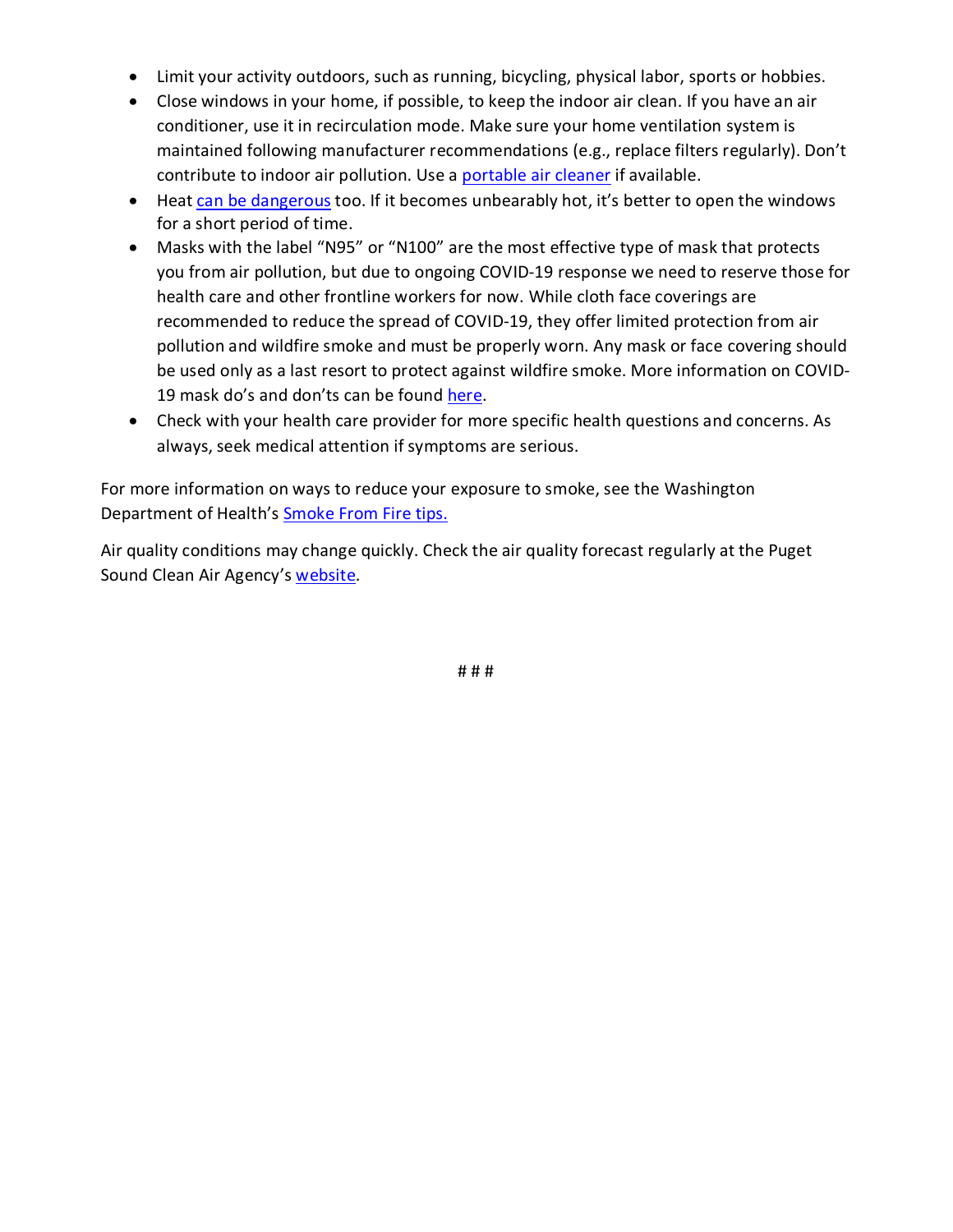- Limit your activity outdoors, such as running, bicycling, physical labor, sports or hobbies.
- Close windows in your home, if possible, to keep the indoor air clean. If you have an air conditioner, use it in recirculation mode. Make sure your home ventilation system is maintained following manufacturer recommendations (e.g., replace filters regularly). Don't contribute to indoor air pollution. Use a portable air cleaner if available.
- Heat can be dangerous too. If it becomes unbearably hot, it's better to open the windows for a short period of time.
- Masks with the label "N95" or "N100" are the most effective type of mask that protects you from air pollution, but due to ongoing COVID-19 response we need to reserve those for health care and other frontline workers for now. While cloth face coverings are recommended to reduce the spread of COVID-19, they offer limited protection from air pollution and wildfire smoke and must be properly worn. Any mask or face covering should be used only as a last resort to protect against wildfire smoke. More information on COVID-19 mask do's and don'ts can be found here.
- Check with your health care provider for more specific health questions and concerns. As always, seek medical attention if symptoms are serious.

For more information on ways to reduce your exposure to smoke, see the Washington Department of Health's Smoke From Fire tips.

Air quality conditions may change quickly. Check the air quality forecast regularly at the Puget Sound Clean Air Agency's website.

# # #